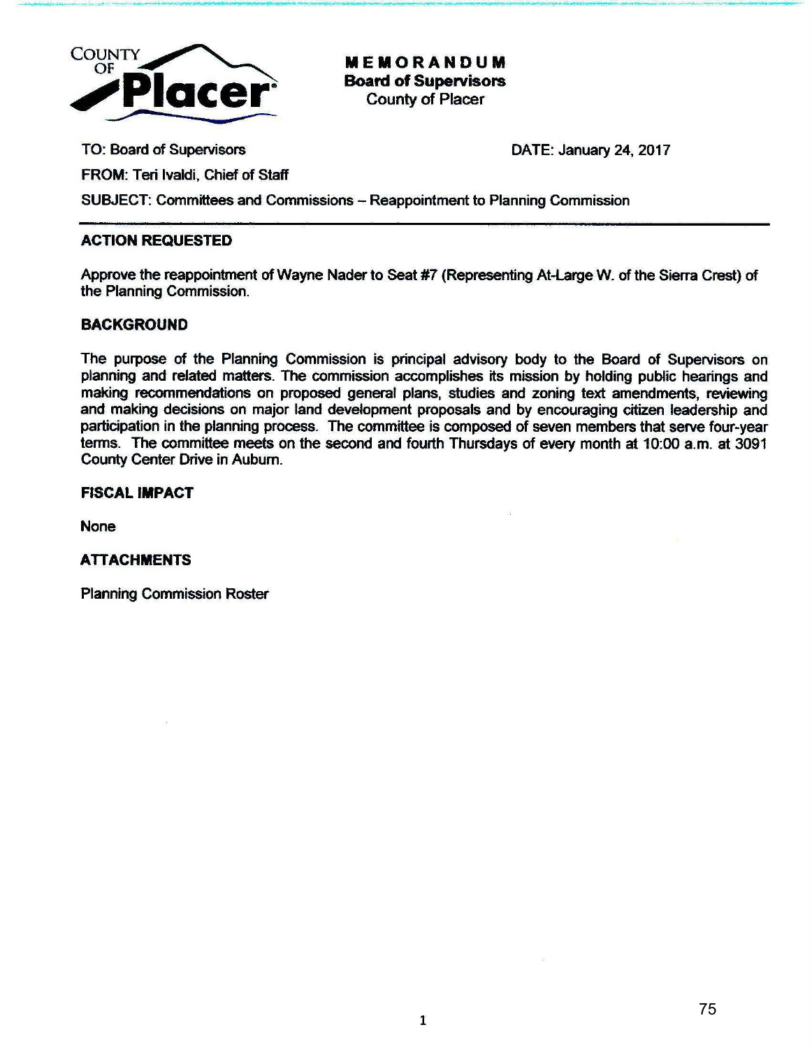COUNTY OF **Placer**

# MEMORANDUM
**Board of Supervisors**
County of Placer

TO: Board of Supervisors

DATE: January 24, 2017

FROM: Teri Ivaldi, Chief of Staff

SUBJECT: Committees and Commissions – Reappointment to Planning Commission

---

## ACTION REQUESTED

Approve the reappointment of Wayne Nader to Seat #7 (Representing At-Large W. of the Sierra Crest) of the Planning Commission.

## BACKGROUND

The purpose of the Planning Commission is principal advisory body to the Board of Supervisors on planning and related matters. The commission accomplishes its mission by holding public hearings and making recommendations on proposed general plans, studies and zoning text amendments, reviewing and making decisions on major land development proposals and by encouraging citizen leadership and participation in the planning process. The committee is composed of seven members that serve four-year terms. The committee meets on the second and fourth Thursdays of every month at 10:00 a.m. at 3091 County Center Drive in Auburn.

## FISCAL IMPACT

None

## ATTACHMENTS

Planning Commission Roster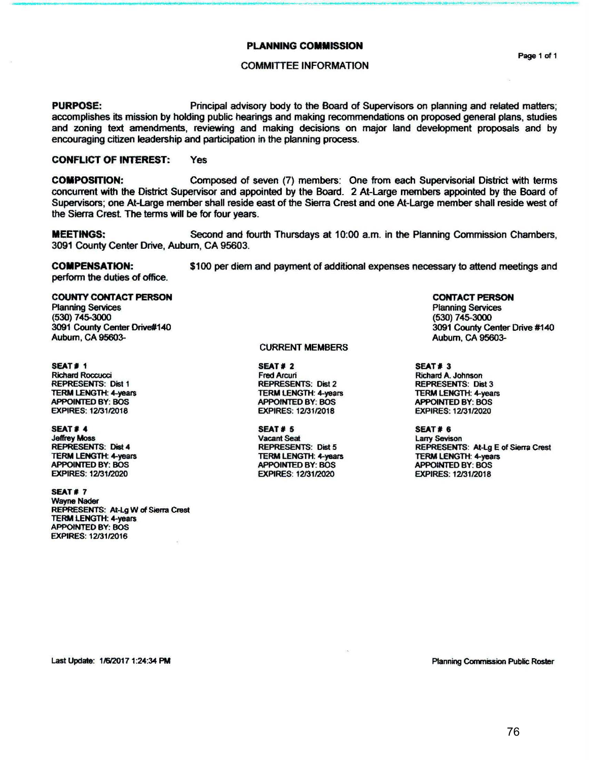# PLANNING COMMISSION

## COMMITTEE INFORMATION

**PURPOSE:** Principal advisory body to the Board of Supervisors on planning and related matters; accomplishes its mission by holding public hearings and making recommendations on proposed general plans, studies and zoning text amendments, reviewing and making decisions on major land development proposals and by encouraging citizen leadership and participation in the planning process.

**CONFLICT OF INTEREST:** Yes

**COMPOSITION:** Composed of seven (7) members: One from each Supervisorial District with terms concurrent with the District Supervisor and appointed by the Board. 2 At-Large members appointed by the Board of Supervisors; one At-Large member shall reside east of the Sierra Crest and one At-Large member shall reside west of the Sierra Crest. The terms will be for four years.

**MEETINGS:** Second and fourth Thursdays at 10:00 a.m. in the Planning Commission Chambers, 3091 County Center Drive, Auburn, CA 95603.

**COMPENSATION:** $100 per diem and payment of additional expenses necessary to attend meetings and perform the duties of office.

**COUNTY CONTACT PERSON**
Planning Services
(530) 745-3000
3091 County Center Drive#140
Auburn, CA 95603-

**CONTACT PERSON**
Planning Services
(530) 745-3000
3091 County Center Drive #140
Auburn, CA 95603-

### CURRENT MEMBERS

**SEAT # 1**
Richard Roccucci
REPRESENTS: Dist 1
TERM LENGTH: 4-years
APPOINTED BY: BOS
EXPIRES: 12/31/2018

**SEAT # 2**
Fred Arcuri
REPRESENTS: Dist 2
TERM LENGTH: 4-years
APPOINTED BY: BOS
EXPIRES: 12/31/2018

**SEAT # 3**
Richard A. Johnson
REPRESENTS: Dist 3
TERM LENGTH: 4-years
APPOINTED BY: BOS
EXPIRES: 12/31/2020

**SEAT # 4**
Jeffrey Moss
REPRESENTS: Dist 4
TERM LENGTH: 4-years
APPOINTED BY: BOS
EXPIRES: 12/31/2020

**SEAT # 5**
Vacant Seat
REPRESENTS: Dist 5
TERM LENGTH: 4-years
APPOINTED BY: BOS
EXPIRES: 12/31/2020

**SEAT # 6**
Larry Sevison
REPRESENTS: At-Lg E of Sierra Crest
TERM LENGTH: 4-years
APPOINTED BY: BOS
EXPIRES: 12/31/2018

**SEAT # 7**
Wayne Nader
REPRESENTS: At-Lg W of Sierra Crest
TERM LENGTH: 4-years
APPOINTED BY: BOS
EXPIRES: 12/31/2016

Last Update: 1/6/2017 1:24:34 PM

Planning Commission Public Roster